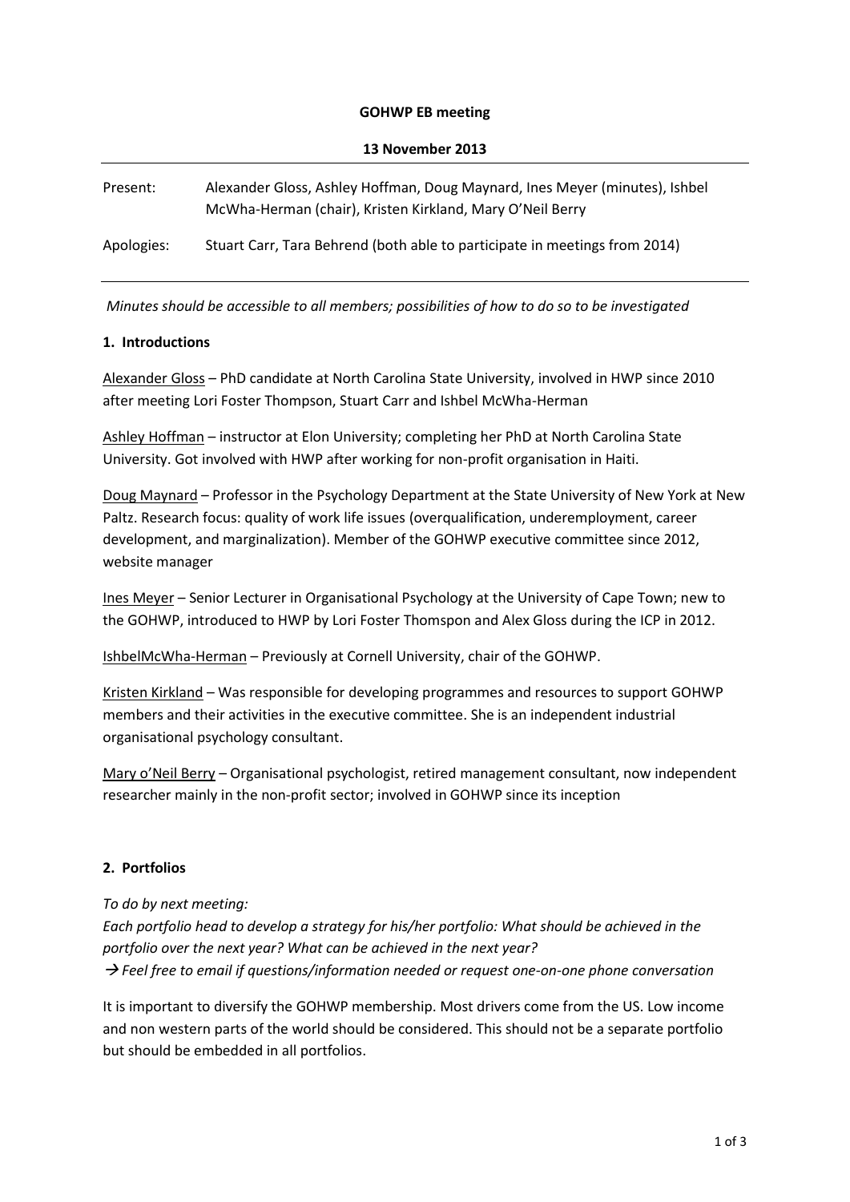**GOHWP EB meeting**

**13 November 2013**

| | |
|---|---|
| Present: | Alexander Gloss, Ashley Hoffman, Doug Maynard, Ines Meyer (minutes), Ishbel McWha-Herman (chair), Kristen Kirkland, Mary O'Neil Berry |
| Apologies: | Stuart Carr, Tara Behrend (both able to participate in meetings from 2014) |

*Minutes should be accessible to all members; possibilities of how to do so to be investigated*

**1. Introductions**

<u>Alexander Gloss</u> – PhD candidate at North Carolina State University, involved in HWP since 2010 after meeting Lori Foster Thompson, Stuart Carr and Ishbel McWha-Herman

<u>Ashley Hoffman</u> – instructor at Elon University; completing her PhD at North Carolina State University. Got involved with HWP after working for non-profit organisation in Haiti.

<u>Doug Maynard</u> – Professor in the Psychology Department at the State University of New York at New Paltz. Research focus: quality of work life issues (overqualification, underemployment, career development, and marginalization). Member of the GOHWP executive committee since 2012, website manager

<u>Ines Meyer</u> – Senior Lecturer in Organisational Psychology at the University of Cape Town; new to the GOHWP, introduced to HWP by Lori Foster Thomspon and Alex Gloss during the ICP in 2012.

<u>IshbelMcWha-Herman</u> – Previously at Cornell University, chair of the GOHWP.

<u>Kristen Kirkland</u> – Was responsible for developing programmes and resources to support GOHWP members and their activities in the executive committee. She is an independent industrial organisational psychology consultant.

<u>Mary o'Neil Berry</u> – Organisational psychologist, retired management consultant, now independent researcher mainly in the non-profit sector; involved in GOHWP since its inception

**2. Portfolios**

*To do by next meeting:*

*Each portfolio head to develop a strategy for his/her portfolio: What should be achieved in the portfolio over the next year? What can be achieved in the next year?*

*→ Feel free to email if questions/information needed or request one-on-one phone conversation*

It is important to diversify the GOHWP membership. Most drivers come from the US. Low income and non western parts of the world should be considered. This should not be a separate portfolio but should be embedded in all portfolios.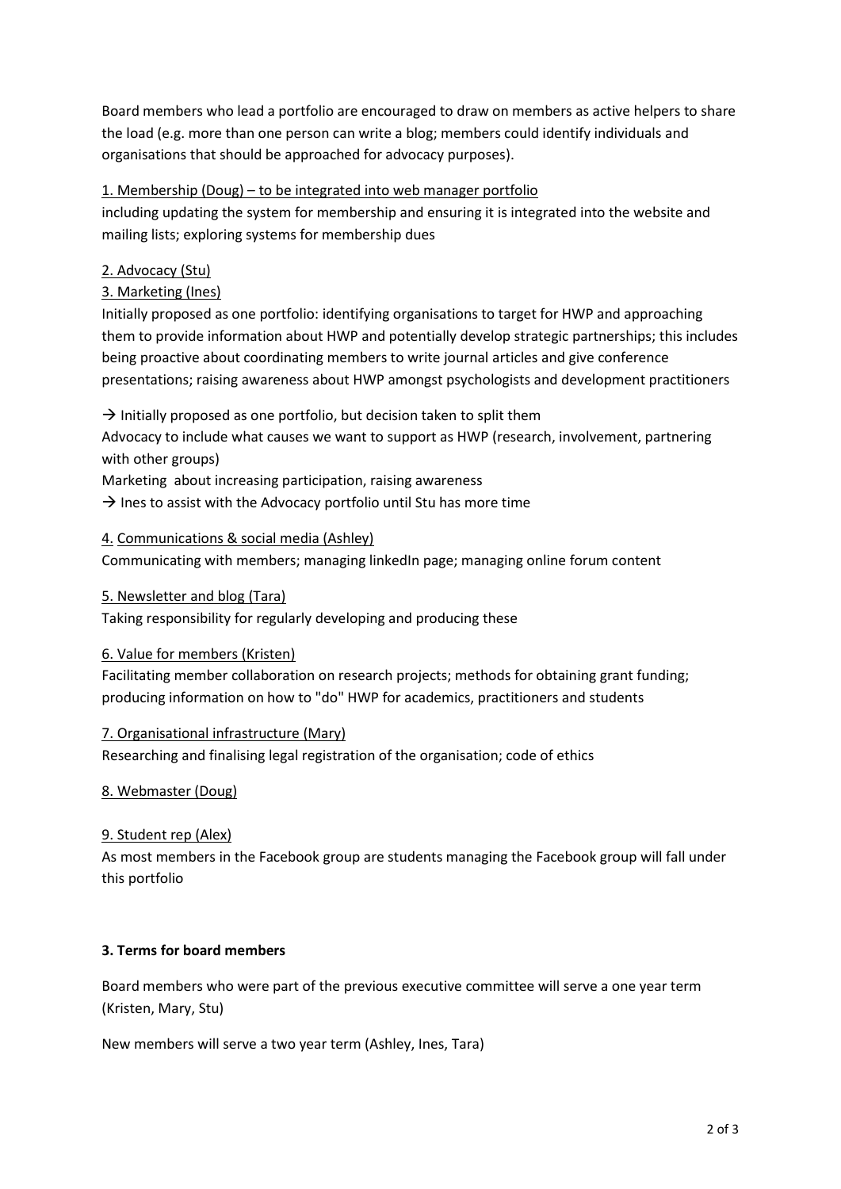Board members who lead a portfolio are encouraged to draw on members as active helpers to share the load (e.g. more than one person can write a blog; members could identify individuals and organisations that should be approached for advocacy purposes).

1. Membership (Doug) – to be integrated into web manager portfolio

including updating the system for membership and ensuring it is integrated into the website and mailing lists; exploring systems for membership dues

2. Advocacy (Stu)

3. Marketing (Ines)

Initially proposed as one portfolio: identifying organisations to target for HWP and approaching them to provide information about HWP and potentially develop strategic partnerships; this includes being proactive about coordinating members to write journal articles and give conference presentations; raising awareness about HWP amongst psychologists and development practitioners

→ Initially proposed as one portfolio, but decision taken to split them

Advocacy to include what causes we want to support as HWP (research, involvement, partnering with other groups)

Marketing about increasing participation, raising awareness

→ Ines to assist with the Advocacy portfolio until Stu has more time

4. Communications & social media (Ashley)

Communicating with members; managing linkedIn page; managing online forum content

5. Newsletter and blog (Tara)

Taking responsibility for regularly developing and producing these

6. Value for members (Kristen)

Facilitating member collaboration on research projects; methods for obtaining grant funding; producing information on how to "do" HWP for academics, practitioners and students

7. Organisational infrastructure (Mary)

Researching and finalising legal registration of the organisation; code of ethics

8. Webmaster (Doug)

9. Student rep (Alex)

As most members in the Facebook group are students managing the Facebook group will fall under this portfolio

**3. Terms for board members**

Board members who were part of the previous executive committee will serve a one year term (Kristen, Mary, Stu)

New members will serve a two year term (Ashley, Ines, Tara)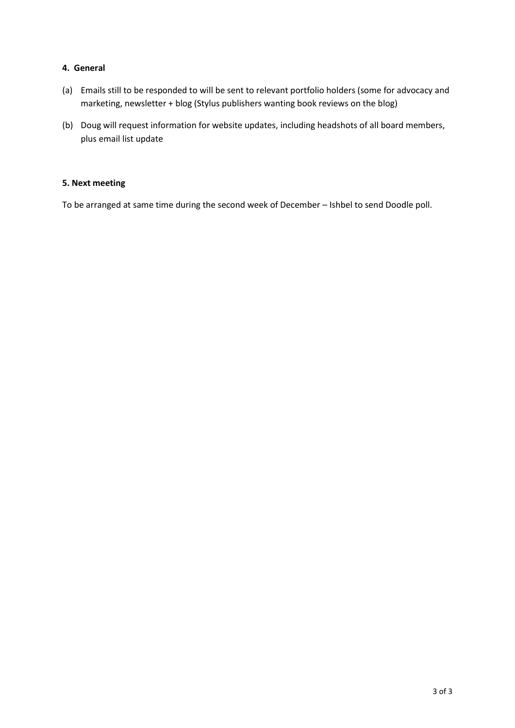#### 4. General

(a) Emails still to be responded to will be sent to relevant portfolio holders (some for advocacy and marketing, newsletter + blog (Stylus publishers wanting book reviews on the blog)

(b) Doug will request information for website updates, including headshots of all board members, plus email list update

#### 5. Next meeting

To be arranged at same time during the second week of December – Ishbel to send Doodle poll.